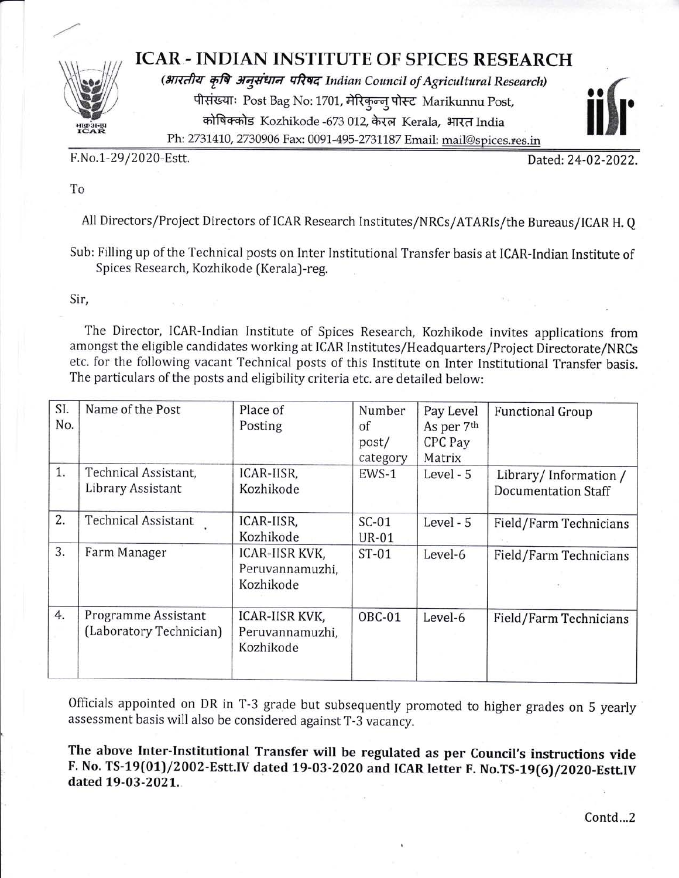# ICAR - INDIAN INSTITUTE OF SPICES RESEARCH

*(भारतीय कृषि अनुसंधान परिषद Indian Council of Agricultural Research)*

पीसंख्याः Post Bag No: 1701, मेरिकुन्नु पोस्ट Marikunnu Post,

कोषिक्कोड Kozhikode -673 012, केरल Kerala, भारत India

Ph: 2731410, 2730906 Fax: 0091-495-2731187 Email: mail@spices.res.in

F.No.1-29/2020-Estt. Dated: 24-02-2022.

To

All Directors/Project Directors of ICAR Research Institutes/NRCs/ATARIs/the Bureaus/ICAR H. Q

Sub: Filling up of the Technical posts on Inter Institutional Transfer basis at ICAR-Indian Institute of Spices Research, Kozhikode (Kerala)-reg.

Sir,

The Director, ICAR-Indian Institute of Spices Research, Kozhikode invites applications from amongst the eligible candidates working at ICAR Institutes/Headquarters/Project Directorate/NRCs etc. for the following vacant Technical posts of this Institute on Inter Institutional Transfer basis. The particulars of the posts and eligibility criteria etc. are detailed below:

| Sl. No. | Name of the Post | Place of Posting | Number of post/ category | Pay Level As per 7th CPC Pay Matrix | Functional Group |
|---|---|---|---|---|---|
| 1. | Technical Assistant, Library Assistant | ICAR-IISR, Kozhikode | EWS-1 | Level - 5 | Library/ Information / Documentation Staff |
| 2. | Technical Assistant | ICAR-IISR, Kozhikode | SC-01 UR-01 | Level - 5 | Field/Farm Technicians |
| 3. | Farm Manager | ICAR-IISR KVK, Peruvannamuzhi, Kozhikode | ST-01 | Level-6 | Field/Farm Technicians |
| 4. | Programme Assistant (Laboratory Technician) | ICAR-IISR KVK, Peruvannamuzhi, Kozhikode | OBC-01 | Level-6 | Field/Farm Technicians |

Officials appointed on DR in T-3 grade but subsequently promoted to higher grades on 5 yearly assessment basis will also be considered against T-3 vacancy.

**The above Inter-Institutional Transfer will be regulated as per Council's instructions vide F. No. TS-19(01)/2002-Estt.IV dated 19-03-2020 and ICAR letter F. No.TS-19(6)/2020-Estt.IV dated 19-03-2021.**

Contd...2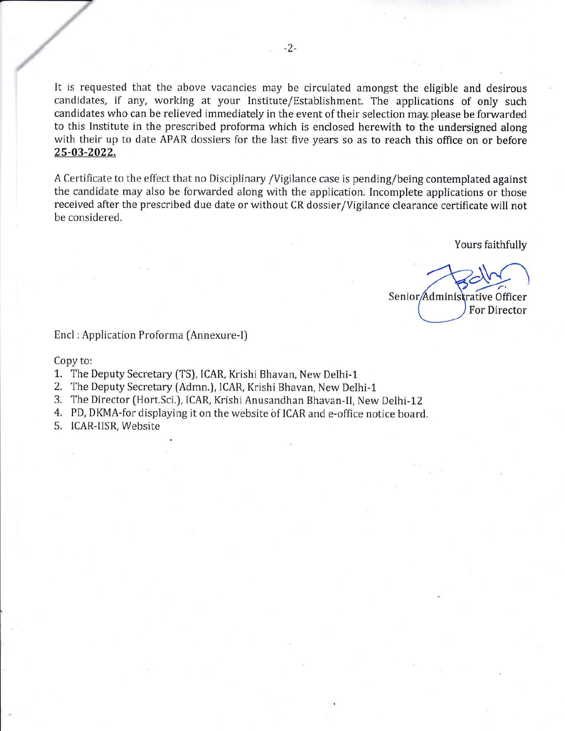It is requested that the above vacancies may be circulated amongst the eligible and desirous candidates, if any, working at your Institute/Establishment. The applications of only such candidates who can be relieved immediately in the event of their selection may please be forwarded to this Institute in the prescribed proforma which is enclosed herewith to the undersigned along with their up to date APAR dossiers for the last five years so as to reach this office on or before **25-03-2022.**

A Certificate to the effect that no Disciplinary /Vigilance case is pending/being contemplated against the candidate may also be forwarded along with the application. Incomplete applications or those received after the prescribed due date or without CR dossier/Vigilance clearance certificate will not be considered.

Yours faithfully

Senior Administrative Officer
For Director

Encl : Application Proforma (Annexure-I)

Copy to:

1. The Deputy Secretary (TS), ICAR, Krishi Bhavan, New Delhi-1
2. The Deputy Secretary (Admn.), ICAR, Krishi Bhavan, New Delhi-1
3. The Director (Hort.Sci.), ICAR, Krishi Anusandhan Bhavan-II, New Delhi-12
4. PD, DKMA-for displaying it on the website of ICAR and e-office notice board.
5. ICAR-IISR, Website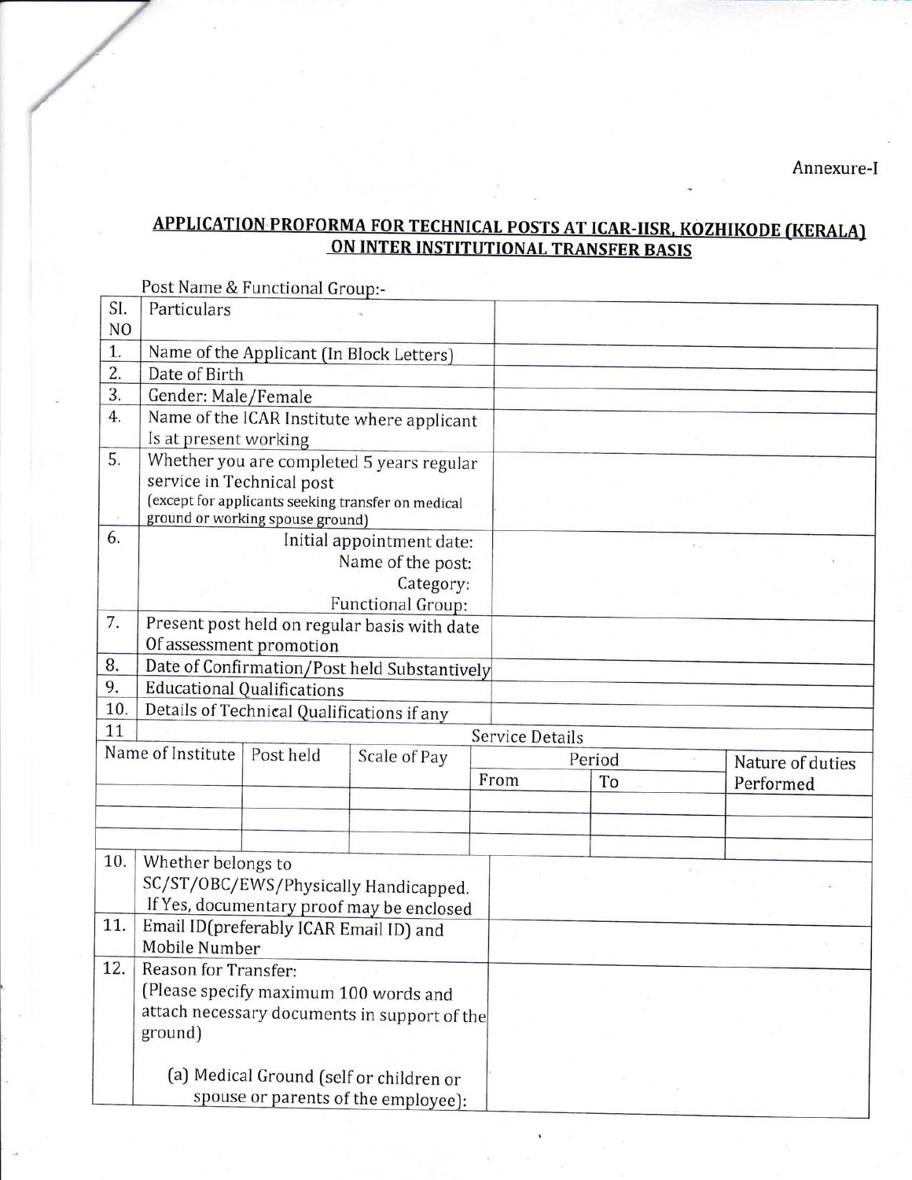Annexure-I

## APPLICATION PROFORMA FOR TECHNICAL POSTS AT ICAR-IISR, KOZHIKODE (KERALA) ON INTER INSTITUTIONAL TRANSFER BASIS

Post Name & Functional Group:-

| Sl. NO | Particulars | |
|---|---|---|
| 1. | Name of the Applicant (In Block Letters) | |
| 2. | Date of Birth | |
| 3. | Gender: Male/Female | |
| 4. | Name of the ICAR Institute where applicant Is at present working | |
| 5. | Whether you are completed 5 years regular service in Technical post (except for applicants seeking transfer on medical ground or working spouse ground) | |
| 6. | Initial appointment date: Name of the post: Category: Functional Group: | |
| 7. | Present post held on regular basis with date Of assessment promotion | |
| 8. | Date of Confirmation/Post held Substantively | |
| 9. | Educational Qualifications | |
| 10. | Details of Technical Qualifications if any | |
| 11 | Service Details | |

| Name of Institute | Post held | Scale of Pay | Period | | Nature of duties Performed |
|---|---|---|---|---|---|
| | | | From | To | |
| | | | | | |
| | | | | | |
| | | | | | |

| | | |
|---|---|---|
| 10. | Whether belongs to SC/ST/OBC/EWS/Physically Handicapped. If Yes, documentary proof may be enclosed | |
| 11. | Email ID(preferably ICAR Email ID) and Mobile Number | |
| 12. | Reason for Transfer: (Please specify maximum 100 words and attach necessary documents in support of the ground)<br><br>(a) Medical Ground (self or children or spouse or parents of the employee): | |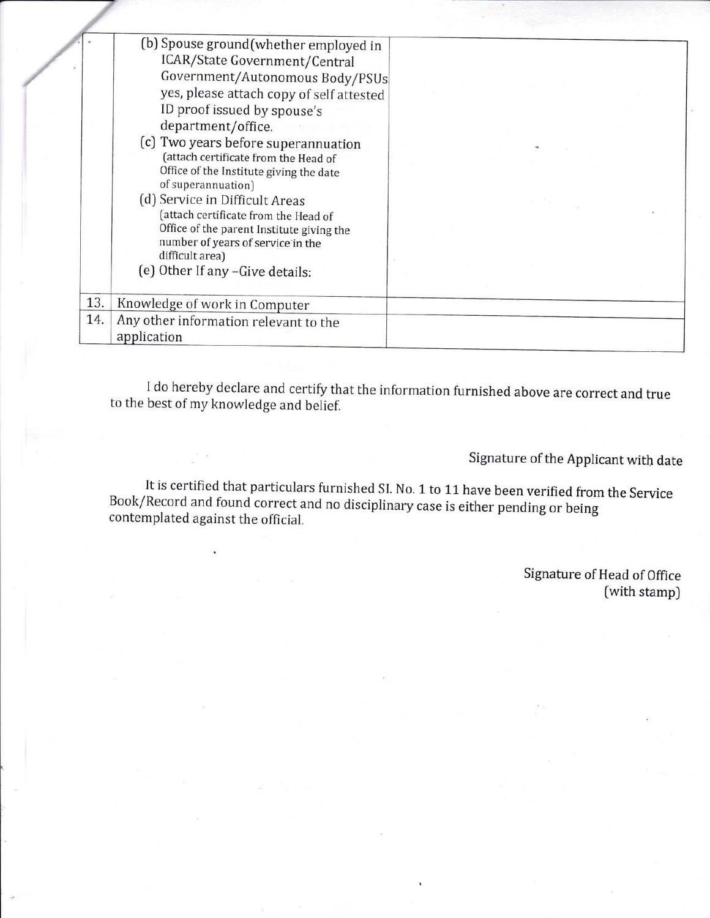| | | |
|---|---|---|
| | (b) Spouse ground(whether employed in ICAR/State Government/Central Government/Autonomous Body/PSUs yes, please attach copy of self attested ID proof issued by spouse's department/office.<br>(c) Two years before superannuation (attach certificate from the Head of Office of the Institute giving the date of superannuation)<br>(d) Service in Difficult Areas (attach certificate from the Head of Office of the parent Institute giving the number of years of service in the difficult area)<br>(e) Other If any –Give details: | |
| 13. | Knowledge of work in Computer | |
| 14. | Any other information relevant to the application | |

I do hereby declare and certify that the information furnished above are correct and true to the best of my knowledge and belief.

Signature of the Applicant with date

It is certified that particulars furnished Sl. No. 1 to 11 have been verified from the Service Book/Record and found correct and no disciplinary case is either pending or being contemplated against the official.

Signature of Head of Office
(with stamp)